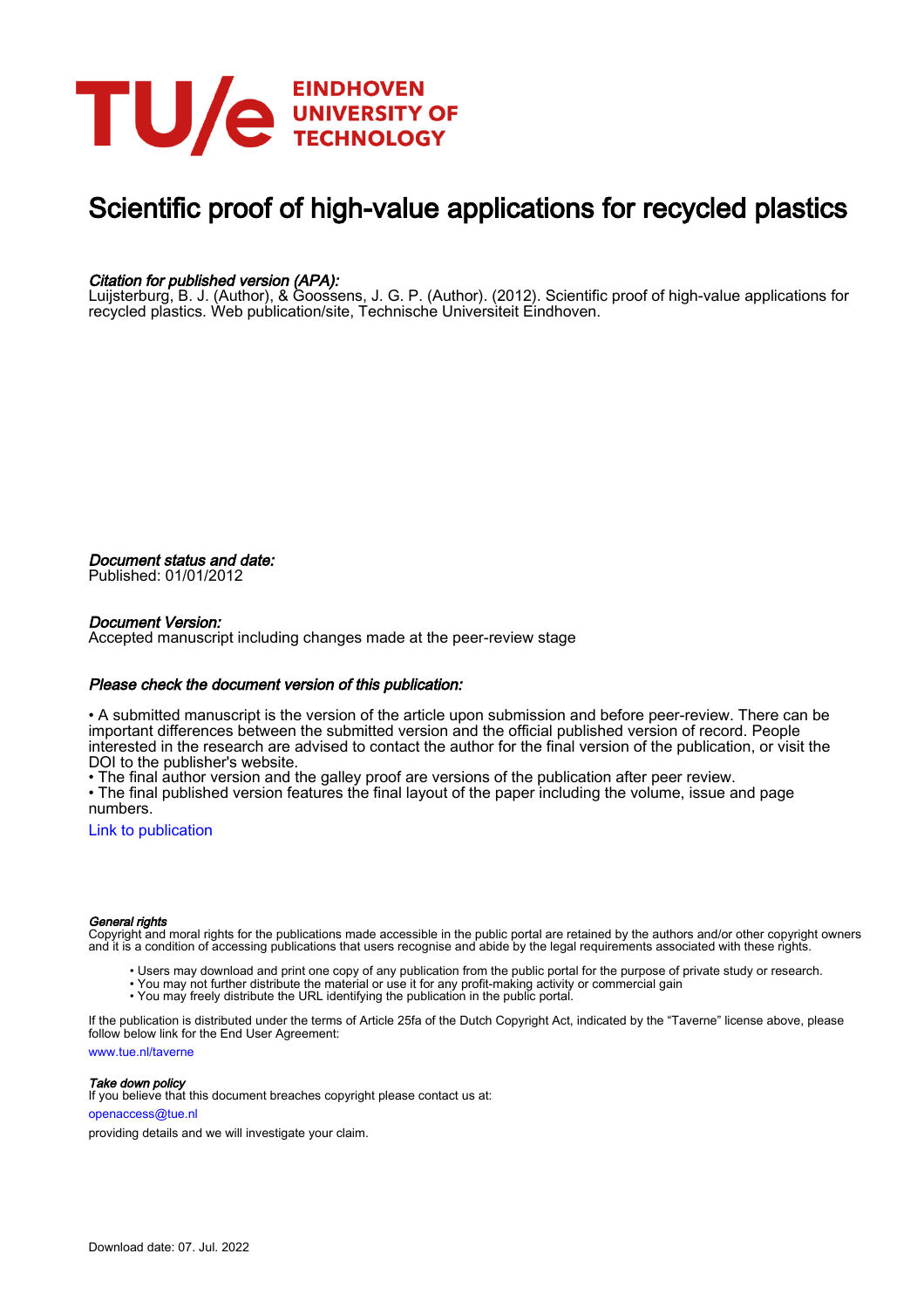EINDHOVEN
UNIVERSITY OF
TECHNOLOGY

# Scientific proof of high-value applications for recycled plastics

*Citation for published version (APA):*
Luijsterburg, B. J. (Author), & Goossens, J. G. P. (Author). (2012). Scientific proof of high-value applications for recycled plastics. Web publication/site, Technische Universiteit Eindhoven.

*Document status and date:*
Published: 01/01/2012

*Document Version:*
Accepted manuscript including changes made at the peer-review stage

*Please check the document version of this publication:*

• A submitted manuscript is the version of the article upon submission and before peer-review. There can be important differences between the submitted version and the official published version of record. People interested in the research are advised to contact the author for the final version of the publication, or visit the DOI to the publisher's website.
• The final author version and the galley proof are versions of the publication after peer review.
• The final published version features the final layout of the paper including the volume, issue and page numbers.

Link to publication

*General rights*
Copyright and moral rights for the publications made accessible in the public portal are retained by the authors and/or other copyright owners and it is a condition of accessing publications that users recognise and abide by the legal requirements associated with these rights.

• Users may download and print one copy of any publication from the public portal for the purpose of private study or research.
• You may not further distribute the material or use it for any profit-making activity or commercial gain
• You may freely distribute the URL identifying the publication in the public portal.

If the publication is distributed under the terms of Article 25fa of the Dutch Copyright Act, indicated by the "Taverne" license above, please follow below link for the End User Agreement:

www.tue.nl/taverne

*Take down policy*
If you believe that this document breaches copyright please contact us at:

openaccess@tue.nl

providing details and we will investigate your claim.

Download date: 07. Jul. 2022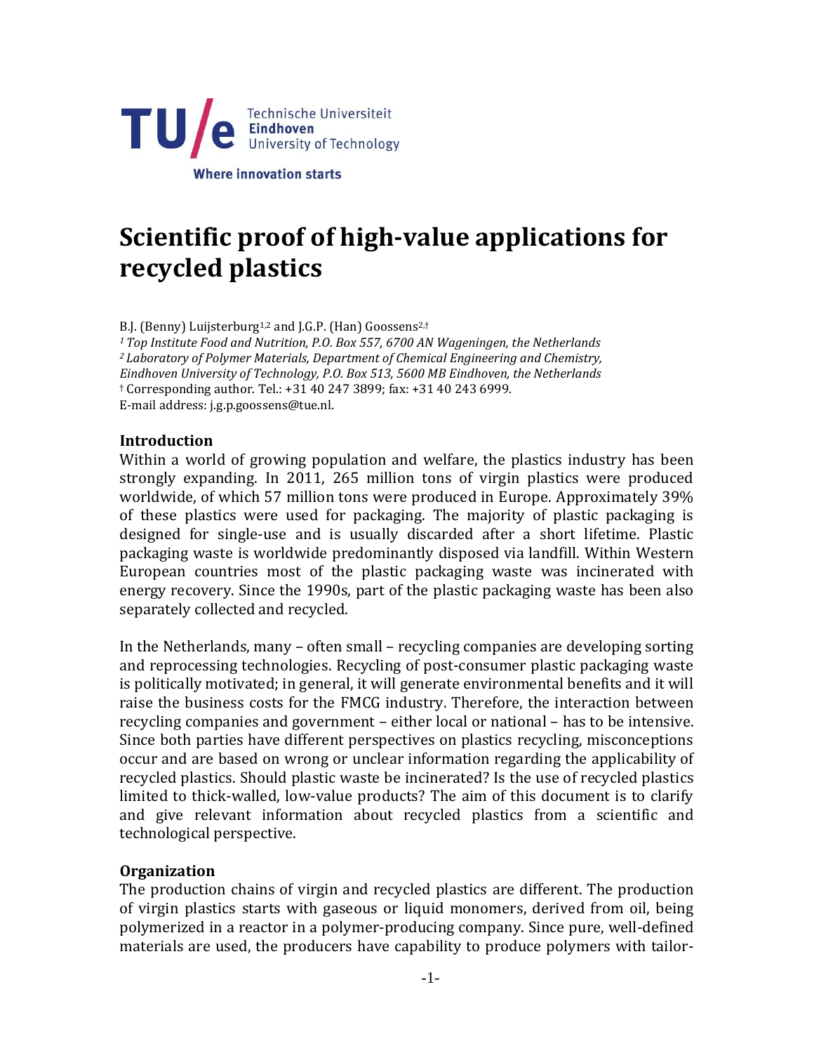TU/e Technische Universiteit Eindhoven University of Technology

Where innovation starts

# Scientific proof of high-value applications for recycled plastics

B.J. (Benny) Luijsterburg[1,2] and J.G.P. (Han) Goossens[2,†]

[1] *Top Institute Food and Nutrition, P.O. Box 557, 6700 AN Wageningen, the Netherlands*
[2] *Laboratory of Polymer Materials, Department of Chemical Engineering and Chemistry, Eindhoven University of Technology, P.O. Box 513, 5600 MB Eindhoven, the Netherlands*
[†] Corresponding author. Tel.: +31 40 247 3899; fax: +31 40 243 6999.
E-mail address: j.g.p.goossens@tue.nl.

## Introduction

Within a world of growing population and welfare, the plastics industry has been strongly expanding. In 2011, 265 million tons of virgin plastics were produced worldwide, of which 57 million tons were produced in Europe. Approximately 39% of these plastics were used for packaging. The majority of plastic packaging is designed for single-use and is usually discarded after a short lifetime. Plastic packaging waste is worldwide predominantly disposed via landfill. Within Western European countries most of the plastic packaging waste was incinerated with energy recovery. Since the 1990s, part of the plastic packaging waste has been also separately collected and recycled.

In the Netherlands, many – often small – recycling companies are developing sorting and reprocessing technologies. Recycling of post-consumer plastic packaging waste is politically motivated; in general, it will generate environmental benefits and it will raise the business costs for the FMCG industry. Therefore, the interaction between recycling companies and government – either local or national – has to be intensive. Since both parties have different perspectives on plastics recycling, misconceptions occur and are based on wrong or unclear information regarding the applicability of recycled plastics. Should plastic waste be incinerated? Is the use of recycled plastics limited to thick-walled, low-value products? The aim of this document is to clarify and give relevant information about recycled plastics from a scientific and technological perspective.

## Organization

The production chains of virgin and recycled plastics are different. The production of virgin plastics starts with gaseous or liquid monomers, derived from oil, being polymerized in a reactor in a polymer-producing company. Since pure, well-defined materials are used, the producers have capability to produce polymers with tailor-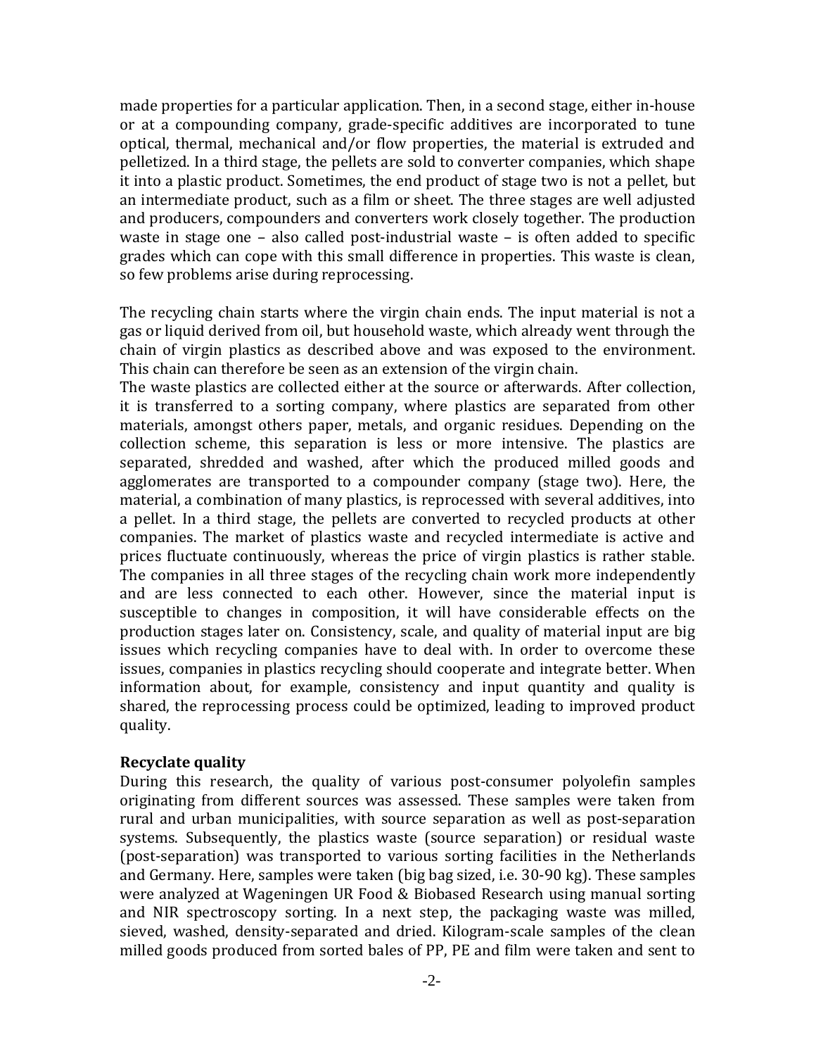made properties for a particular application. Then, in a second stage, either in-house or at a compounding company, grade-specific additives are incorporated to tune optical, thermal, mechanical and/or flow properties, the material is extruded and pelletized. In a third stage, the pellets are sold to converter companies, which shape it into a plastic product. Sometimes, the end product of stage two is not a pellet, but an intermediate product, such as a film or sheet. The three stages are well adjusted and producers, compounders and converters work closely together. The production waste in stage one – also called post-industrial waste – is often added to specific grades which can cope with this small difference in properties. This waste is clean, so few problems arise during reprocessing.

The recycling chain starts where the virgin chain ends. The input material is not a gas or liquid derived from oil, but household waste, which already went through the chain of virgin plastics as described above and was exposed to the environment. This chain can therefore be seen as an extension of the virgin chain.
The waste plastics are collected either at the source or afterwards. After collection, it is transferred to a sorting company, where plastics are separated from other materials, amongst others paper, metals, and organic residues. Depending on the collection scheme, this separation is less or more intensive. The plastics are separated, shredded and washed, after which the produced milled goods and agglomerates are transported to a compounder company (stage two). Here, the material, a combination of many plastics, is reprocessed with several additives, into a pellet. In a third stage, the pellets are converted to recycled products at other companies. The market of plastics waste and recycled intermediate is active and prices fluctuate continuously, whereas the price of virgin plastics is rather stable. The companies in all three stages of the recycling chain work more independently and are less connected to each other. However, since the material input is susceptible to changes in composition, it will have considerable effects on the production stages later on. Consistency, scale, and quality of material input are big issues which recycling companies have to deal with. In order to overcome these issues, companies in plastics recycling should cooperate and integrate better. When information about, for example, consistency and input quantity and quality is shared, the reprocessing process could be optimized, leading to improved product quality.

**Recyclate quality**

During this research, the quality of various post-consumer polyolefin samples originating from different sources was assessed. These samples were taken from rural and urban municipalities, with source separation as well as post-separation systems. Subsequently, the plastics waste (source separation) or residual waste (post-separation) was transported to various sorting facilities in the Netherlands and Germany. Here, samples were taken (big bag sized, i.e. 30-90 kg). These samples were analyzed at Wageningen UR Food & Biobased Research using manual sorting and NIR spectroscopy sorting. In a next step, the packaging waste was milled, sieved, washed, density-separated and dried. Kilogram-scale samples of the clean milled goods produced from sorted bales of PP, PE and film were taken and sent to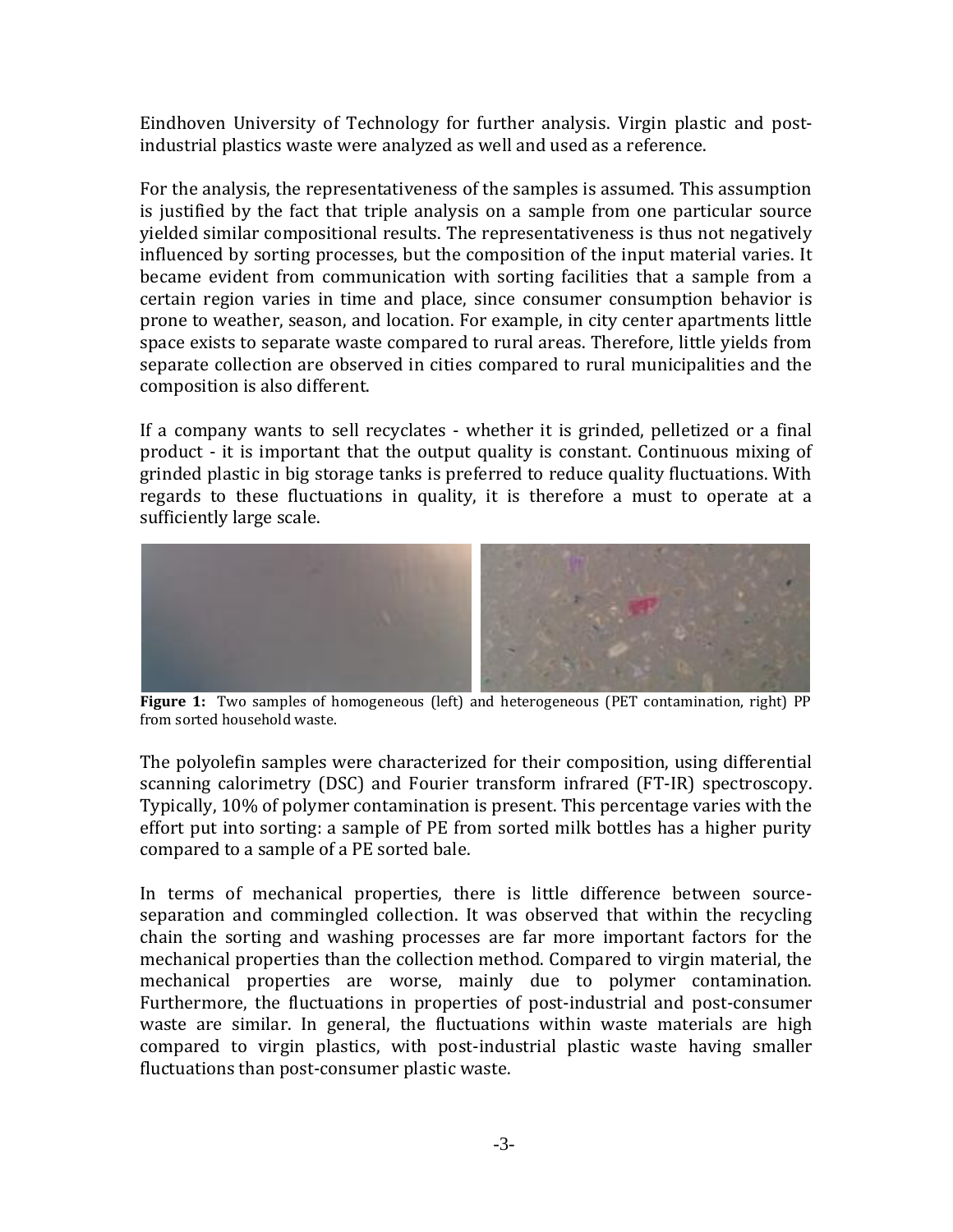Eindhoven University of Technology for further analysis. Virgin plastic and post-industrial plastics waste were analyzed as well and used as a reference.

For the analysis, the representativeness of the samples is assumed. This assumption is justified by the fact that triple analysis on a sample from one particular source yielded similar compositional results. The representativeness is thus not negatively influenced by sorting processes, but the composition of the input material varies. It became evident from communication with sorting facilities that a sample from a certain region varies in time and place, since consumer consumption behavior is prone to weather, season, and location. For example, in city center apartments little space exists to separate waste compared to rural areas. Therefore, little yields from separate collection are observed in cities compared to rural municipalities and the composition is also different.

If a company wants to sell recyclates - whether it is grinded, pelletized or a final product - it is important that the output quality is constant. Continuous mixing of grinded plastic in big storage tanks is preferred to reduce quality fluctuations. With regards to these fluctuations in quality, it is therefore a must to operate at a sufficiently large scale.

**Figure 1:** Two samples of homogeneous (left) and heterogeneous (PET contamination, right) PP from sorted household waste.

The polyolefin samples were characterized for their composition, using differential scanning calorimetry (DSC) and Fourier transform infrared (FT-IR) spectroscopy. Typically, 10% of polymer contamination is present. This percentage varies with the effort put into sorting: a sample of PE from sorted milk bottles has a higher purity compared to a sample of a PE sorted bale.

In terms of mechanical properties, there is little difference between source-separation and commingled collection. It was observed that within the recycling chain the sorting and washing processes are far more important factors for the mechanical properties than the collection method. Compared to virgin material, the mechanical properties are worse, mainly due to polymer contamination. Furthermore, the fluctuations in properties of post-industrial and post-consumer waste are similar. In general, the fluctuations within waste materials are high compared to virgin plastics, with post-industrial plastic waste having smaller fluctuations than post-consumer plastic waste.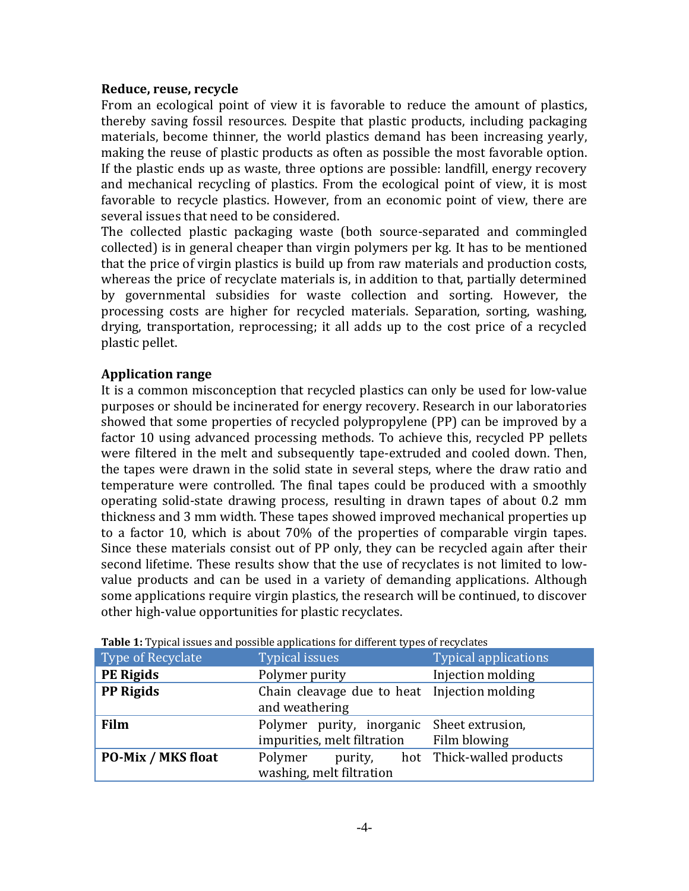### Reduce, reuse, recycle

From an ecological point of view it is favorable to reduce the amount of plastics, thereby saving fossil resources. Despite that plastic products, including packaging materials, become thinner, the world plastics demand has been increasing yearly, making the reuse of plastic products as often as possible the most favorable option. If the plastic ends up as waste, three options are possible: landfill, energy recovery and mechanical recycling of plastics. From the ecological point of view, it is most favorable to recycle plastics. However, from an economic point of view, there are several issues that need to be considered.

The collected plastic packaging waste (both source-separated and commingled collected) is in general cheaper than virgin polymers per kg. It has to be mentioned that the price of virgin plastics is build up from raw materials and production costs, whereas the price of recyclate materials is, in addition to that, partially determined by governmental subsidies for waste collection and sorting. However, the processing costs are higher for recycled materials. Separation, sorting, washing, drying, transportation, reprocessing; it all adds up to the cost price of a recycled plastic pellet.

### Application range

It is a common misconception that recycled plastics can only be used for low-value purposes or should be incinerated for energy recovery. Research in our laboratories showed that some properties of recycled polypropylene (PP) can be improved by a factor 10 using advanced processing methods. To achieve this, recycled PP pellets were filtered in the melt and subsequently tape-extruded and cooled down. Then, the tapes were drawn in the solid state in several steps, where the draw ratio and temperature were controlled. The final tapes could be produced with a smoothly operating solid-state drawing process, resulting in drawn tapes of about 0.2 mm thickness and 3 mm width. These tapes showed improved mechanical properties up to a factor 10, which is about 70% of the properties of comparable virgin tapes. Since these materials consist out of PP only, they can be recycled again after their second lifetime. These results show that the use of recyclates is not limited to low-value products and can be used in a variety of demanding applications. Although some applications require virgin plastics, the research will be continued, to discover other high-value opportunities for plastic recyclates.

**Table 1:** Typical issues and possible applications for different types of recyclates

| Type of Recyclate | Typical issues | Typical applications |
|---|---|---|
| **PE Rigids** | Polymer purity | Injection molding |
| **PP Rigids** | Chain cleavage due to heat and weathering | Injection molding |
| **Film** | Polymer purity, inorganic impurities, melt filtration | Sheet extrusion, Film blowing |
| **PO-Mix / MKS float** | Polymer purity, hot washing, melt filtration | Thick-walled products |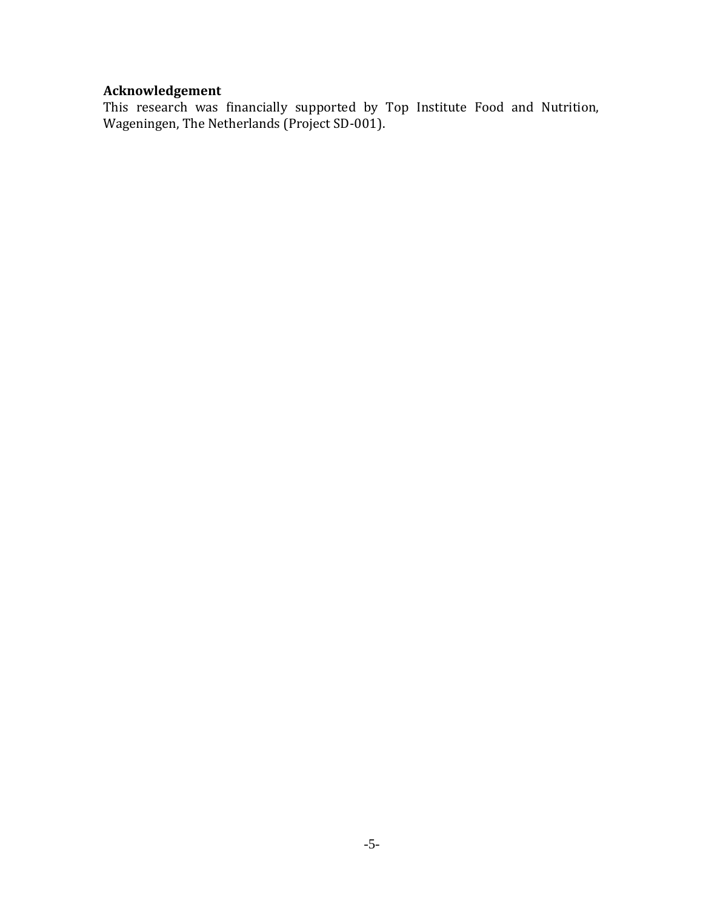## Acknowledgement

This research was financially supported by Top Institute Food and Nutrition, Wageningen, The Netherlands (Project SD-001).